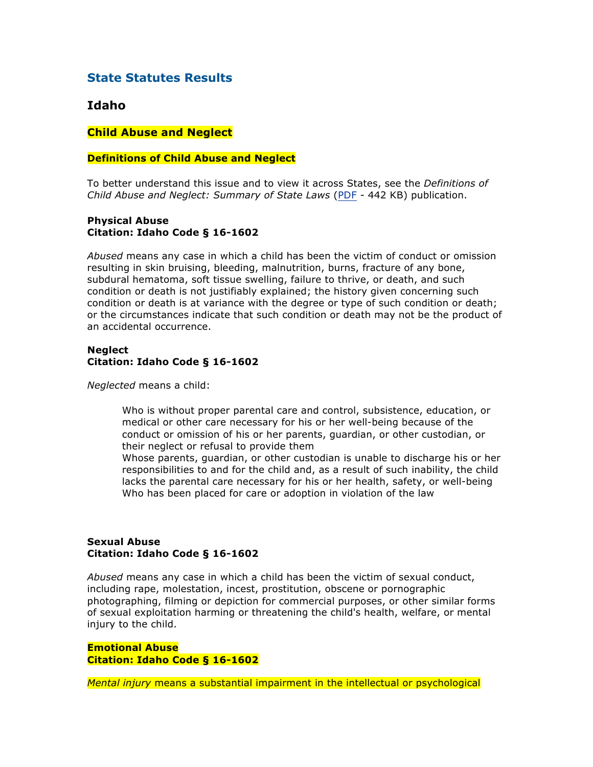## State Statutes Results

## Idaho

### Child Abuse and Neglect

#### Definitions of Child Abuse and Neglect

To better understand this issue and to view it across States, see the *Definitions of Child Abuse and Neglect: Summary of State Laws* (PDF - 442 KB) publication.

**Physical Abuse**
**Citation: Idaho Code § 16-1602**

*Abused* means any case in which a child has been the victim of conduct or omission resulting in skin bruising, bleeding, malnutrition, burns, fracture of any bone, subdural hematoma, soft tissue swelling, failure to thrive, or death, and such condition or death is not justifiably explained; the history given concerning such condition or death is at variance with the degree or type of such condition or death; or the circumstances indicate that such condition or death may not be the product of an accidental occurrence.

**Neglect**
**Citation: Idaho Code § 16-1602**

*Neglected* means a child:

> Who is without proper parental care and control, subsistence, education, or medical or other care necessary for his or her well-being because of the conduct or omission of his or her parents, guardian, or other custodian, or their neglect or refusal to provide them
> Whose parents, guardian, or other custodian is unable to discharge his or her responsibilities to and for the child and, as a result of such inability, the child lacks the parental care necessary for his or her health, safety, or well-being
> Who has been placed for care or adoption in violation of the law

**Sexual Abuse**
**Citation: Idaho Code § 16-1602**

*Abused* means any case in which a child has been the victim of sexual conduct, including rape, molestation, incest, prostitution, obscene or pornographic photographing, filming or depiction for commercial purposes, or other similar forms of sexual exploitation harming or threatening the child's health, welfare, or mental injury to the child.

**Emotional Abuse**
**Citation: Idaho Code § 16-1602**

*Mental injury* means a substantial impairment in the intellectual or psychological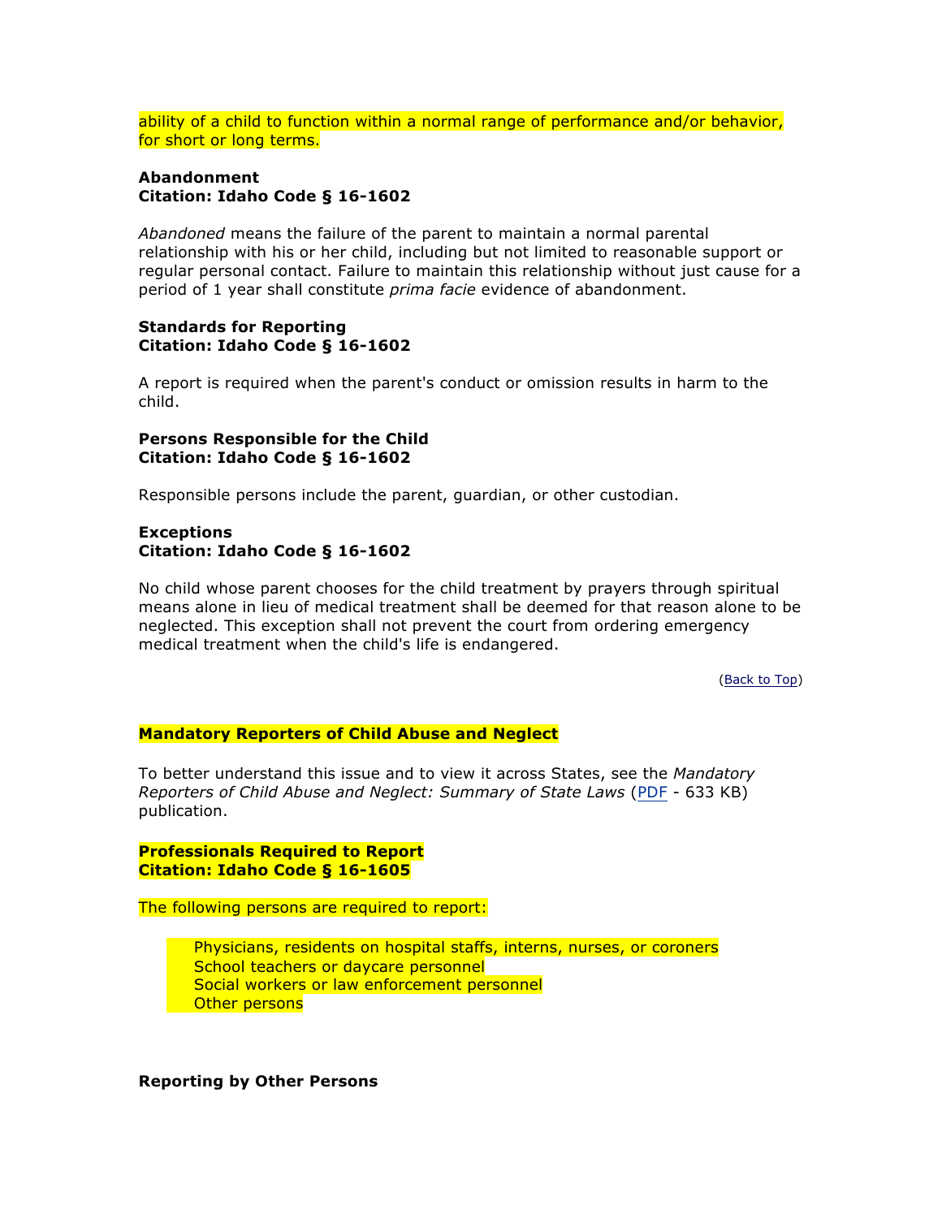ability of a child to function within a normal range of performance and/or behavior, for short or long terms.

**Abandonment**
**Citation: Idaho Code § 16-1602**

*Abandoned* means the failure of the parent to maintain a normal parental relationship with his or her child, including but not limited to reasonable support or regular personal contact. Failure to maintain this relationship without just cause for a period of 1 year shall constitute *prima facie* evidence of abandonment.

**Standards for Reporting**
**Citation: Idaho Code § 16-1602**

A report is required when the parent's conduct or omission results in harm to the child.

**Persons Responsible for the Child**
**Citation: Idaho Code § 16-1602**

Responsible persons include the parent, guardian, or other custodian.

**Exceptions**
**Citation: Idaho Code § 16-1602**

No child whose parent chooses for the child treatment by prayers through spiritual means alone in lieu of medical treatment shall be deemed for that reason alone to be neglected. This exception shall not prevent the court from ordering emergency medical treatment when the child's life is endangered.

(Back to Top)

**Mandatory Reporters of Child Abuse and Neglect**

To better understand this issue and to view it across States, see the *Mandatory Reporters of Child Abuse and Neglect: Summary of State Laws* (PDF - 633 KB) publication.

**Professionals Required to Report**
**Citation: Idaho Code § 16-1605**

The following persons are required to report:

- Physicians, residents on hospital staffs, interns, nurses, or coroners
- School teachers or daycare personnel
- Social workers or law enforcement personnel
- Other persons

**Reporting by Other Persons**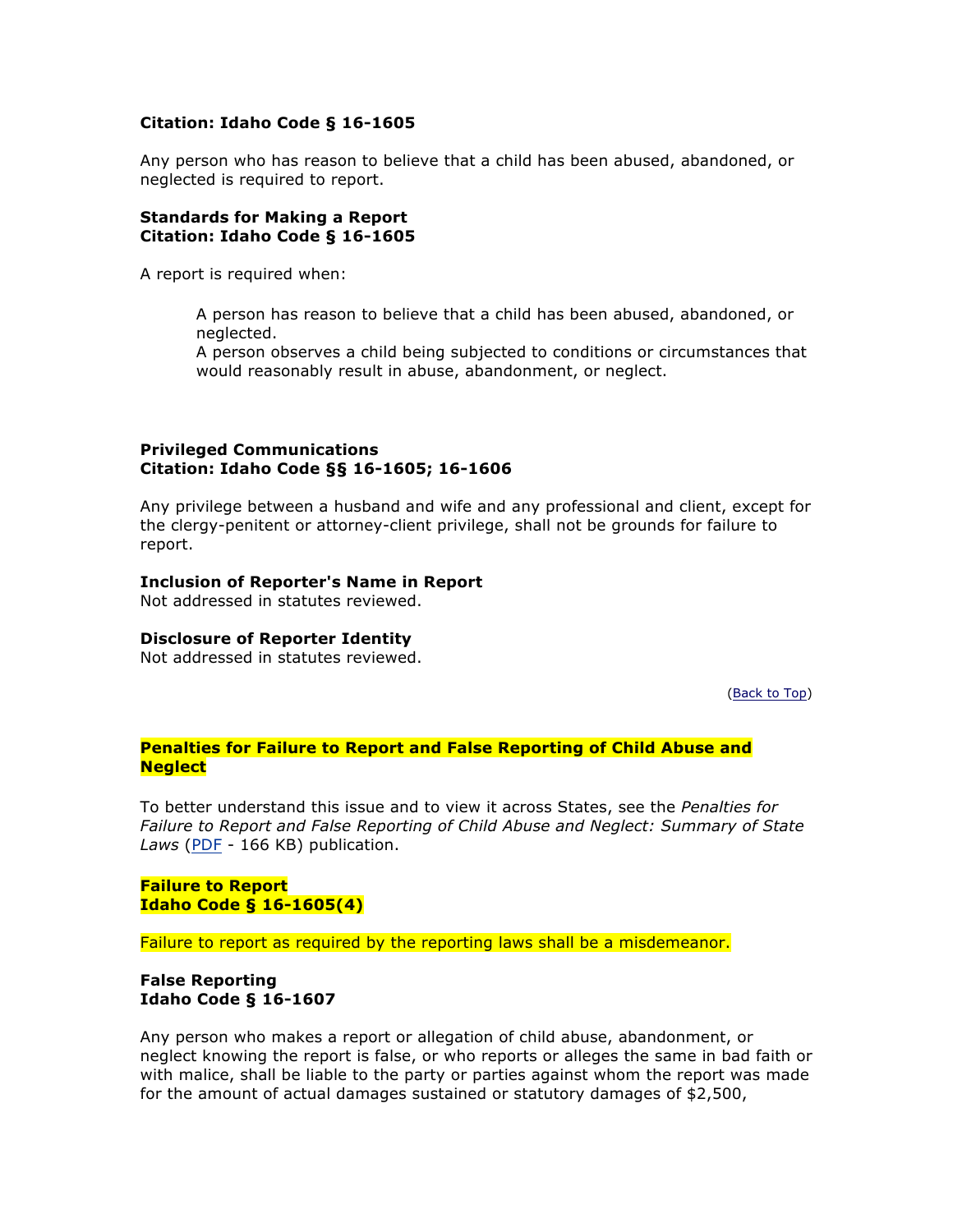**Citation: Idaho Code § 16-1605**

Any person who has reason to believe that a child has been abused, abandoned, or neglected is required to report.

**Standards for Making a Report**
**Citation: Idaho Code § 16-1605**

A report is required when:

> A person has reason to believe that a child has been abused, abandoned, or neglected.
> A person observes a child being subjected to conditions or circumstances that would reasonably result in abuse, abandonment, or neglect.

**Privileged Communications**
**Citation: Idaho Code §§ 16-1605; 16-1606**

Any privilege between a husband and wife and any professional and client, except for the clergy-penitent or attorney-client privilege, shall not be grounds for failure to report.

**Inclusion of Reporter's Name in Report**
Not addressed in statutes reviewed.

**Disclosure of Reporter Identity**
Not addressed in statutes reviewed.

(Back to Top)

**Penalties for Failure to Report and False Reporting of Child Abuse and Neglect**

To better understand this issue and to view it across States, see the *Penalties for Failure to Report and False Reporting of Child Abuse and Neglect: Summary of State Laws* (PDF - 166 KB) publication.

**Failure to Report**
**Idaho Code § 16-1605(4)**

Failure to report as required by the reporting laws shall be a misdemeanor.

**False Reporting**
**Idaho Code § 16-1607**

Any person who makes a report or allegation of child abuse, abandonment, or neglect knowing the report is false, or who reports or alleges the same in bad faith or with malice, shall be liable to the party or parties against whom the report was made for the amount of actual damages sustained or statutory damages of $2,500,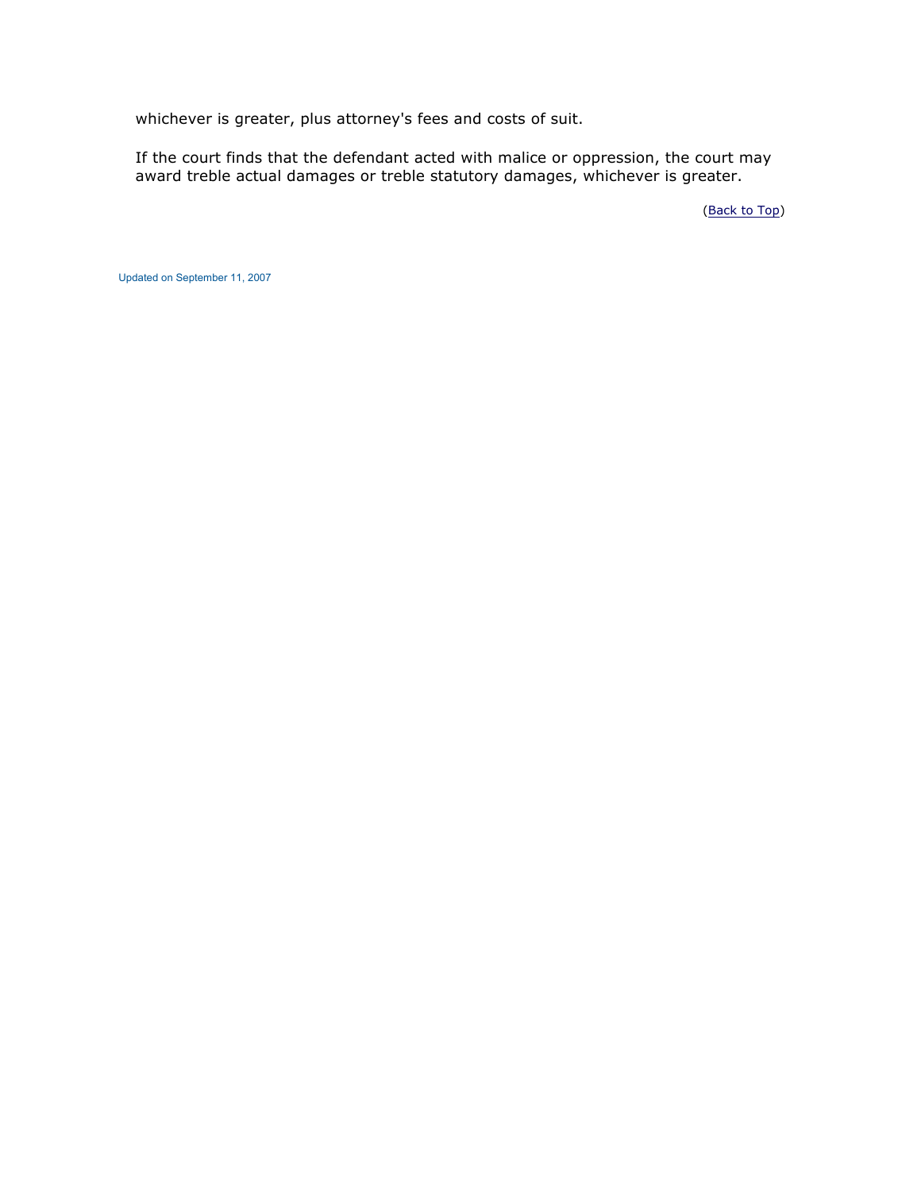whichever is greater, plus attorney's fees and costs of suit.

If the court finds that the defendant acted with malice or oppression, the court may award treble actual damages or treble statutory damages, whichever is greater.

(Back to Top)

Updated on September 11, 2007